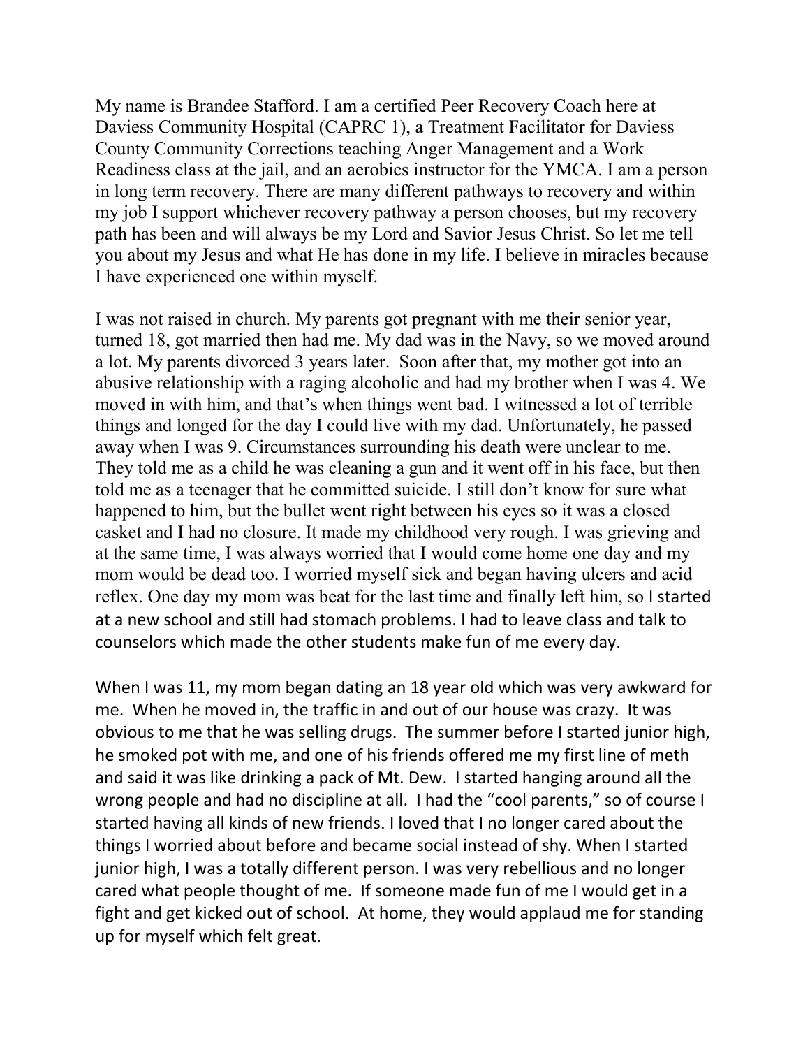My name is Brandee Stafford. I am a certified Peer Recovery Coach here at Daviess Community Hospital (CAPRC 1), a Treatment Facilitator for Daviess County Community Corrections teaching Anger Management and a Work Readiness class at the jail, and an aerobics instructor for the YMCA. I am a person in long term recovery. There are many different pathways to recovery and within my job I support whichever recovery pathway a person chooses, but my recovery path has been and will always be my Lord and Savior Jesus Christ. So let me tell you about my Jesus and what He has done in my life. I believe in miracles because I have experienced one within myself.

I was not raised in church. My parents got pregnant with me their senior year, turned 18, got married then had me. My dad was in the Navy, so we moved around a lot. My parents divorced 3 years later. Soon after that, my mother got into an abusive relationship with a raging alcoholic and had my brother when I was 4. We moved in with him, and that's when things went bad. I witnessed a lot of terrible things and longed for the day I could live with my dad. Unfortunately, he passed away when I was 9. Circumstances surrounding his death were unclear to me. They told me as a child he was cleaning a gun and it went off in his face, but then told me as a teenager that he committed suicide. I still don't know for sure what happened to him, but the bullet went right between his eyes so it was a closed casket and I had no closure. It made my childhood very rough. I was grieving and at the same time, I was always worried that I would come home one day and my mom would be dead too. I worried myself sick and began having ulcers and acid reflex. One day my mom was beat for the last time and finally left him, so I started at a new school and still had stomach problems. I had to leave class and talk to counselors which made the other students make fun of me every day.

When I was 11, my mom began dating an 18 year old which was very awkward for me. When he moved in, the traffic in and out of our house was crazy. It was obvious to me that he was selling drugs. The summer before I started junior high, he smoked pot with me, and one of his friends offered me my first line of meth and said it was like drinking a pack of Mt. Dew. I started hanging around all the wrong people and had no discipline at all. I had the "cool parents," so of course I started having all kinds of new friends. I loved that I no longer cared about the things I worried about before and became social instead of shy. When I started junior high, I was a totally different person. I was very rebellious and no longer cared what people thought of me. If someone made fun of me I would get in a fight and get kicked out of school. At home, they would applaud me for standing up for myself which felt great.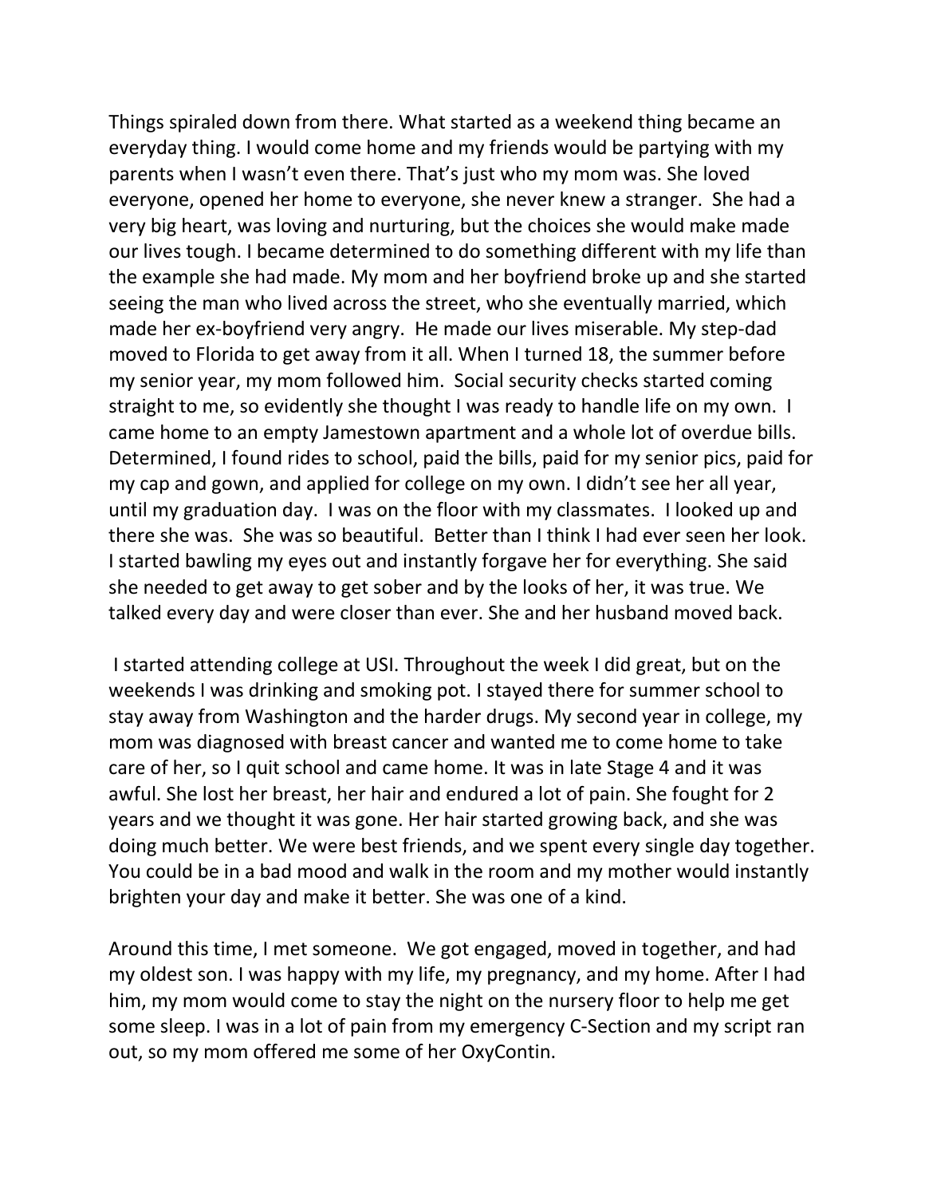Things spiraled down from there. What started as a weekend thing became an everyday thing. I would come home and my friends would be partying with my parents when I wasn't even there. That's just who my mom was. She loved everyone, opened her home to everyone, she never knew a stranger. She had a very big heart, was loving and nurturing, but the choices she would make made our lives tough. I became determined to do something different with my life than the example she had made. My mom and her boyfriend broke up and she started seeing the man who lived across the street, who she eventually married, which made her ex-boyfriend very angry. He made our lives miserable. My step-dad moved to Florida to get away from it all. When I turned 18, the summer before my senior year, my mom followed him. Social security checks started coming straight to me, so evidently she thought I was ready to handle life on my own. I came home to an empty Jamestown apartment and a whole lot of overdue bills. Determined, I found rides to school, paid the bills, paid for my senior pics, paid for my cap and gown, and applied for college on my own. I didn't see her all year, until my graduation day. I was on the floor with my classmates. I looked up and there she was. She was so beautiful. Better than I think I had ever seen her look. I started bawling my eyes out and instantly forgave her for everything. She said she needed to get away to get sober and by the looks of her, it was true. We talked every day and were closer than ever. She and her husband moved back.

I started attending college at USI. Throughout the week I did great, but on the weekends I was drinking and smoking pot. I stayed there for summer school to stay away from Washington and the harder drugs. My second year in college, my mom was diagnosed with breast cancer and wanted me to come home to take care of her, so I quit school and came home. It was in late Stage 4 and it was awful. She lost her breast, her hair and endured a lot of pain. She fought for 2 years and we thought it was gone. Her hair started growing back, and she was doing much better. We were best friends, and we spent every single day together. You could be in a bad mood and walk in the room and my mother would instantly brighten your day and make it better. She was one of a kind.

Around this time, I met someone. We got engaged, moved in together, and had my oldest son. I was happy with my life, my pregnancy, and my home. After I had him, my mom would come to stay the night on the nursery floor to help me get some sleep. I was in a lot of pain from my emergency C-Section and my script ran out, so my mom offered me some of her OxyContin.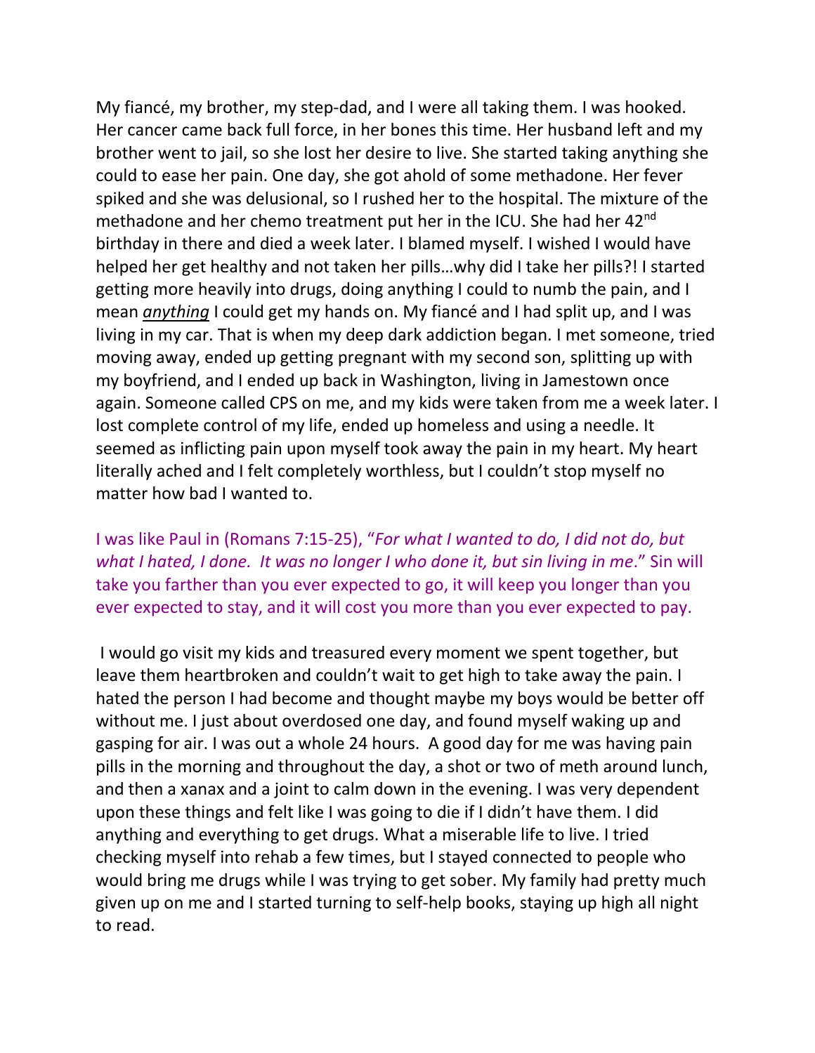My fiancé, my brother, my step-dad, and I were all taking them. I was hooked. Her cancer came back full force, in her bones this time. Her husband left and my brother went to jail, so she lost her desire to live. She started taking anything she could to ease her pain. One day, she got ahold of some methadone. Her fever spiked and she was delusional, so I rushed her to the hospital. The mixture of the methadone and her chemo treatment put her in the ICU. She had her 42nd birthday in there and died a week later. I blamed myself. I wished I would have helped her get healthy and not taken her pills…why did I take her pills?! I started getting more heavily into drugs, doing anything I could to numb the pain, and I mean ***anything*** I could get my hands on. My fiancé and I had split up, and I was living in my car. That is when my deep dark addiction began. I met someone, tried moving away, ended up getting pregnant with my second son, splitting up with my boyfriend, and I ended up back in Washington, living in Jamestown once again. Someone called CPS on me, and my kids were taken from me a week later. I lost complete control of my life, ended up homeless and using a needle. It seemed as inflicting pain upon myself took away the pain in my heart. My heart literally ached and I felt completely worthless, but I couldn't stop myself no matter how bad I wanted to.

I was like Paul in (Romans 7:15-25), "*For what I wanted to do, I did not do, but what I hated, I done. It was no longer I who done it, but sin living in me*." Sin will take you farther than you ever expected to go, it will keep you longer than you ever expected to stay, and it will cost you more than you ever expected to pay.

I would go visit my kids and treasured every moment we spent together, but leave them heartbroken and couldn't wait to get high to take away the pain. I hated the person I had become and thought maybe my boys would be better off without me. I just about overdosed one day, and found myself waking up and gasping for air. I was out a whole 24 hours. A good day for me was having pain pills in the morning and throughout the day, a shot or two of meth around lunch, and then a xanax and a joint to calm down in the evening. I was very dependent upon these things and felt like I was going to die if I didn't have them. I did anything and everything to get drugs. What a miserable life to live. I tried checking myself into rehab a few times, but I stayed connected to people who would bring me drugs while I was trying to get sober. My family had pretty much given up on me and I started turning to self-help books, staying up high all night to read.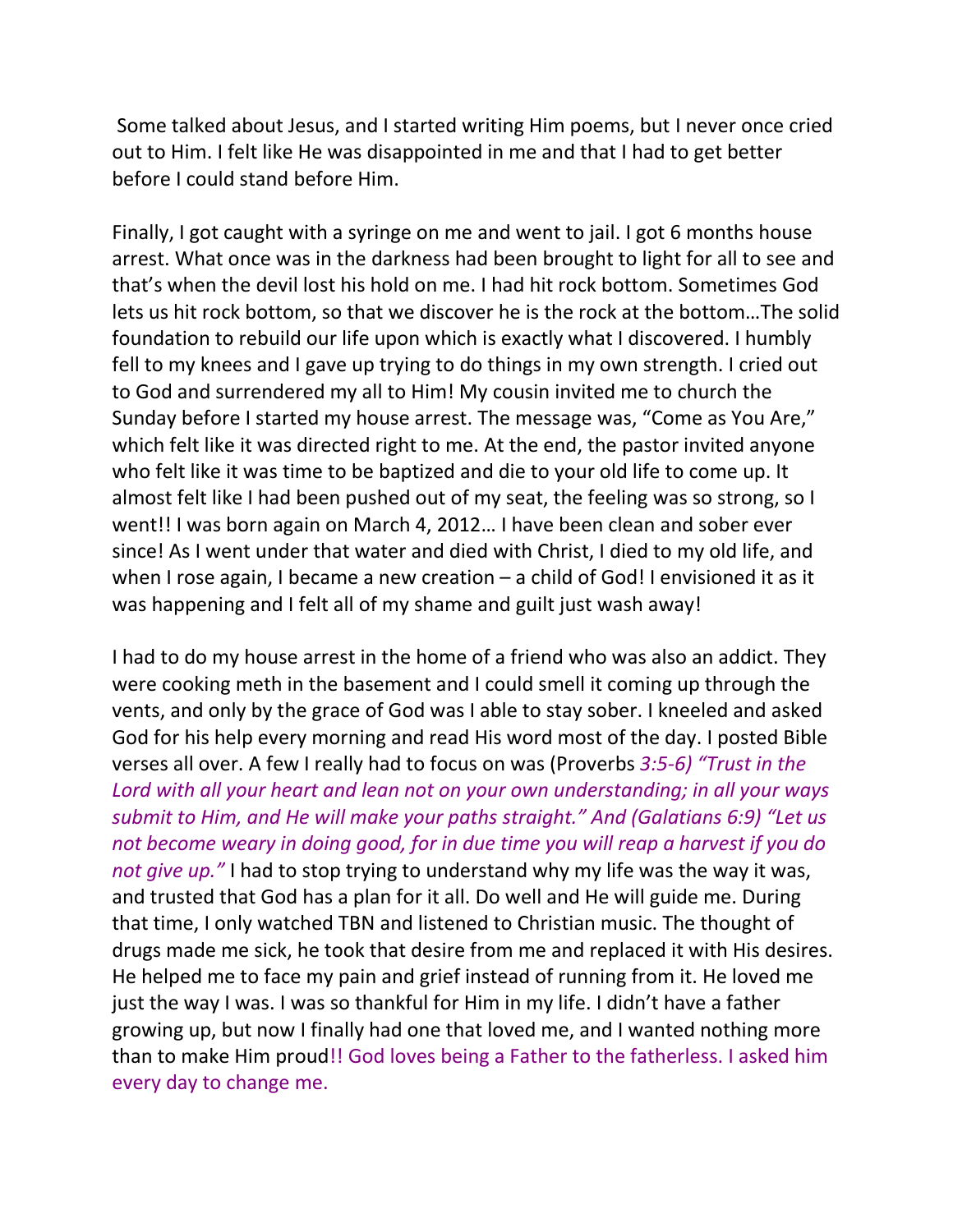Some talked about Jesus, and I started writing Him poems, but I never once cried out to Him. I felt like He was disappointed in me and that I had to get better before I could stand before Him.

Finally, I got caught with a syringe on me and went to jail. I got 6 months house arrest. What once was in the darkness had been brought to light for all to see and that's when the devil lost his hold on me. I had hit rock bottom. Sometimes God lets us hit rock bottom, so that we discover he is the rock at the bottom…The solid foundation to rebuild our life upon which is exactly what I discovered. I humbly fell to my knees and I gave up trying to do things in my own strength. I cried out to God and surrendered my all to Him! My cousin invited me to church the Sunday before I started my house arrest. The message was, "Come as You Are," which felt like it was directed right to me. At the end, the pastor invited anyone who felt like it was time to be baptized and die to your old life to come up. It almost felt like I had been pushed out of my seat, the feeling was so strong, so I went!! I was born again on March 4, 2012… I have been clean and sober ever since! As I went under that water and died with Christ, I died to my old life, and when I rose again, I became a new creation – a child of God! I envisioned it as it was happening and I felt all of my shame and guilt just wash away!

I had to do my house arrest in the home of a friend who was also an addict. They were cooking meth in the basement and I could smell it coming up through the vents, and only by the grace of God was I able to stay sober. I kneeled and asked God for his help every morning and read His word most of the day. I posted Bible verses all over. A few I really had to focus on was (Proverbs *3:5-6) "Trust in the Lord with all your heart and lean not on your own understanding; in all your ways submit to Him, and He will make your paths straight." And (Galatians 6:9) "Let us not become weary in doing good, for in due time you will reap a harvest if you do not give up."* I had to stop trying to understand why my life was the way it was, and trusted that God has a plan for it all. Do well and He will guide me. During that time, I only watched TBN and listened to Christian music. The thought of drugs made me sick, he took that desire from me and replaced it with His desires. He helped me to face my pain and grief instead of running from it. He loved me just the way I was. I was so thankful for Him in my life. I didn't have a father growing up, but now I finally had one that loved me, and I wanted nothing more than to make Him proud!! God loves being a Father to the fatherless. I asked him every day to change me.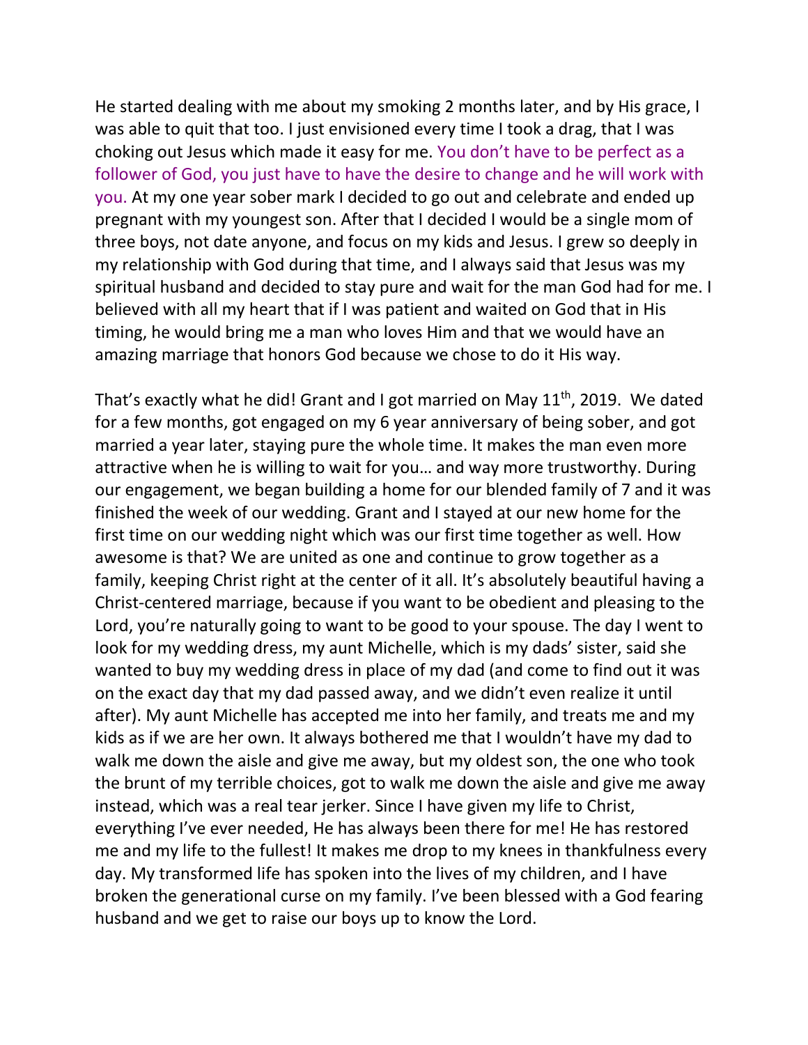He started dealing with me about my smoking 2 months later, and by His grace, I was able to quit that too. I just envisioned every time I took a drag, that I was choking out Jesus which made it easy for me. You don't have to be perfect as a follower of God, you just have to have the desire to change and he will work with you. At my one year sober mark I decided to go out and celebrate and ended up pregnant with my youngest son. After that I decided I would be a single mom of three boys, not date anyone, and focus on my kids and Jesus. I grew so deeply in my relationship with God during that time, and I always said that Jesus was my spiritual husband and decided to stay pure and wait for the man God had for me. I believed with all my heart that if I was patient and waited on God that in His timing, he would bring me a man who loves Him and that we would have an amazing marriage that honors God because we chose to do it His way.

That's exactly what he did! Grant and I got married on May 11th, 2019. We dated for a few months, got engaged on my 6 year anniversary of being sober, and got married a year later, staying pure the whole time. It makes the man even more attractive when he is willing to wait for you… and way more trustworthy. During our engagement, we began building a home for our blended family of 7 and it was finished the week of our wedding. Grant and I stayed at our new home for the first time on our wedding night which was our first time together as well. How awesome is that? We are united as one and continue to grow together as a family, keeping Christ right at the center of it all. It's absolutely beautiful having a Christ-centered marriage, because if you want to be obedient and pleasing to the Lord, you're naturally going to want to be good to your spouse. The day I went to look for my wedding dress, my aunt Michelle, which is my dads' sister, said she wanted to buy my wedding dress in place of my dad (and come to find out it was on the exact day that my dad passed away, and we didn't even realize it until after). My aunt Michelle has accepted me into her family, and treats me and my kids as if we are her own. It always bothered me that I wouldn't have my dad to walk me down the aisle and give me away, but my oldest son, the one who took the brunt of my terrible choices, got to walk me down the aisle and give me away instead, which was a real tear jerker. Since I have given my life to Christ, everything I've ever needed, He has always been there for me! He has restored me and my life to the fullest! It makes me drop to my knees in thankfulness every day. My transformed life has spoken into the lives of my children, and I have broken the generational curse on my family. I've been blessed with a God fearing husband and we get to raise our boys up to know the Lord.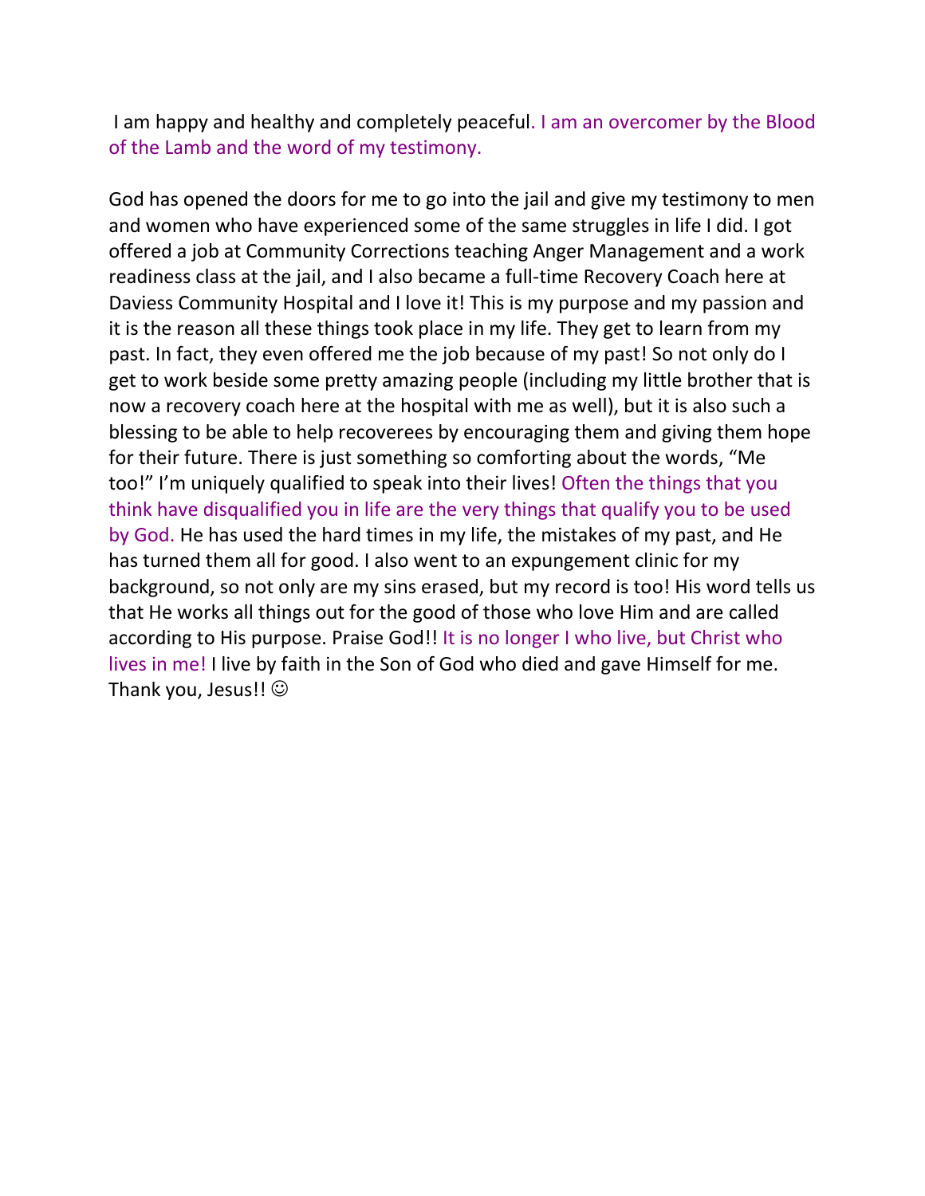I am happy and healthy and completely peaceful. I am an overcomer by the Blood of the Lamb and the word of my testimony.

God has opened the doors for me to go into the jail and give my testimony to men and women who have experienced some of the same struggles in life I did. I got offered a job at Community Corrections teaching Anger Management and a work readiness class at the jail, and I also became a full-time Recovery Coach here at Daviess Community Hospital and I love it! This is my purpose and my passion and it is the reason all these things took place in my life. They get to learn from my past. In fact, they even offered me the job because of my past! So not only do I get to work beside some pretty amazing people (including my little brother that is now a recovery coach here at the hospital with me as well), but it is also such a blessing to be able to help recoverees by encouraging them and giving them hope for their future. There is just something so comforting about the words, "Me too!" I'm uniquely qualified to speak into their lives! Often the things that you think have disqualified you in life are the very things that qualify you to be used by God. He has used the hard times in my life, the mistakes of my past, and He has turned them all for good. I also went to an expungement clinic for my background, so not only are my sins erased, but my record is too! His word tells us that He works all things out for the good of those who love Him and are called according to His purpose. Praise God!! It is no longer I who live, but Christ who lives in me! I live by faith in the Son of God who died and gave Himself for me. Thank you, Jesus!! ☺